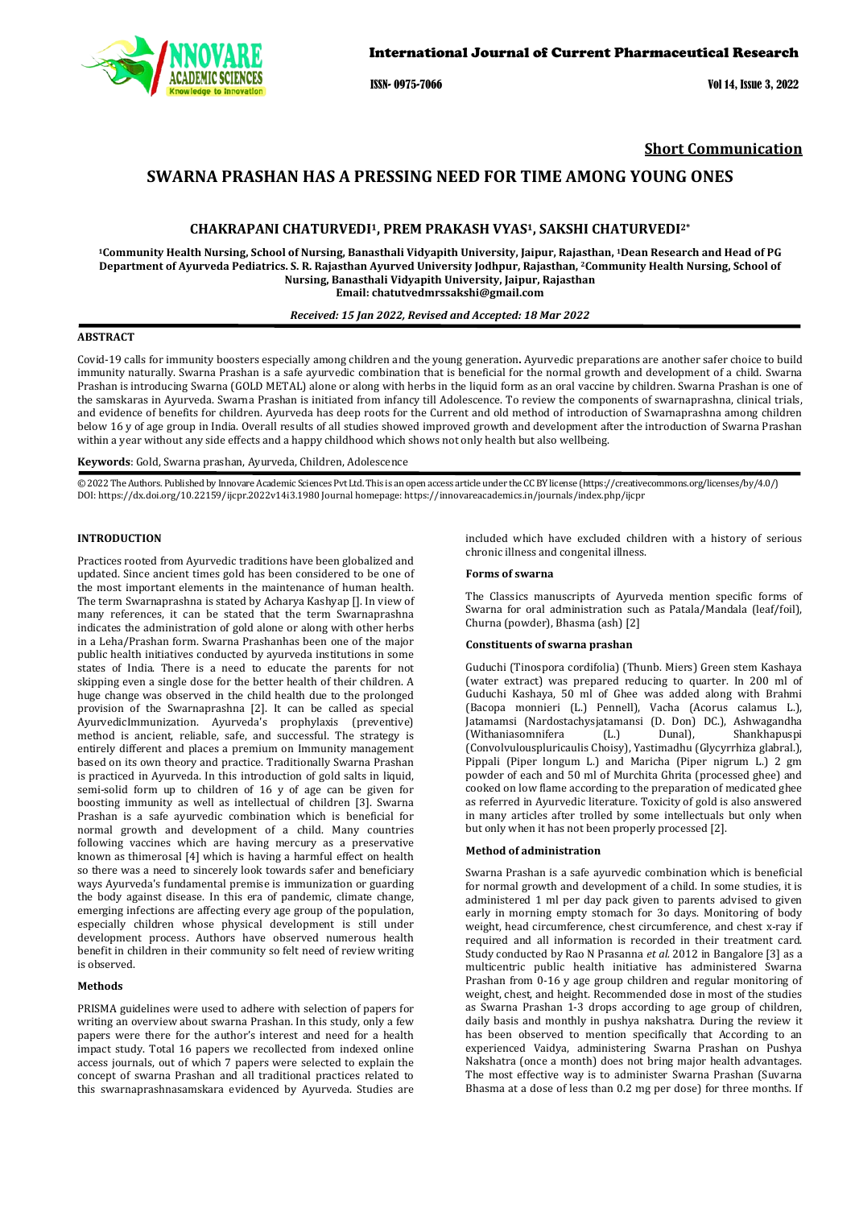**Short Communication**

# SWARNA PRASHAN HAS A PRESSING NEED FOR TIME AMONG YOUNG ONES

## CHAKRAPANI CHATURVEDI[1], PREM PRAKASH VYAS[1], SAKSHI CHATURVEDI[2*]

[1]Community Health Nursing, School of Nursing, Banasthali Vidyapith University, Jaipur, Rajasthan, [1]Dean Research and Head of PG Department of Ayurveda Pediatrics. S. R. Rajasthan Ayurved University Jodhpur, Rajasthan, [2]Community Health Nursing, School of Nursing, Banasthali Vidyapith University, Jaipur, Rajasthan
Email: chatutvedmrssakshi@gmail.com

*Received: 15 Jan 2022, Revised and Accepted: 18 Mar 2022*

### ABSTRACT

Covid-19 calls for immunity boosters especially among children and the young generation**.** Ayurvedic preparations are another safer choice to build immunity naturally. Swarna Prashan is a safe ayurvedic combination that is beneficial for the normal growth and development of a child. Swarna Prashan is introducing Swarna (GOLD METAL) alone or along with herbs in the liquid form as an oral vaccine by children. Swarna Prashan is one of the samskaras in Ayurveda. Swarna Prashan is initiated from infancy till Adolescence. To review the components of swarnaprashna, clinical trials, and evidence of benefits for children. Ayurveda has deep roots for the Current and old method of introduction of Swarnaprashna among children below 16 y of age group in India. Overall results of all studies showed improved growth and development after the introduction of Swarna Prashan within a year without any side effects and a happy childhood which shows not only health but also wellbeing.

**Keywords**: Gold, Swarna prashan, Ayurveda, Children, Adolescence

© 2022 The Authors. Published by Innovare Academic Sciences Pvt Ltd. This is an open access article under the CC BY license (https://creativecommons.org/licenses/by/4.0/)
DOI: https://dx.doi.org/10.22159/ijcpr.2022v14i3.1980 Journal homepage: https://innovareacademics.in/journals/index.php/ijcpr

### INTRODUCTION

Practices rooted from Ayurvedic traditions have been globalized and updated. Since ancient times gold has been considered to be one of the most important elements in the maintenance of human health. The term Swarnaprashna is stated by Acharya Kashyap []. In view of many references, it can be stated that the term Swarnaprashna indicates the administration of gold alone or along with other herbs in a Leha/Prashan form. Swarna Prashanhas been one of the major public health initiatives conducted by ayurveda institutions in some states of India. There is a need to educate the parents for not skipping even a single dose for the better health of their children. A huge change was observed in the child health due to the prolonged provision of the Swarnaprashna [2]. It can be called as special AyurvedicImmunization. Ayurveda's prophylaxis (preventive) method is ancient, reliable, safe, and successful. The strategy is entirely different and places a premium on Immunity management based on its own theory and practice. Traditionally Swarna Prashan is practiced in Ayurveda. In this introduction of gold salts in liquid, semi-solid form up to children of 16 y of age can be given for boosting immunity as well as intellectual of children [3]. Swarna Prashan is a safe ayurvedic combination which is beneficial for normal growth and development of a child. Many countries following vaccines which are having mercury as a preservative known as thimerosal [4] which is having a harmful effect on health so there was a need to sincerely look towards safer and beneficiary ways Ayurveda's fundamental premise is immunization or guarding the body against disease. In this era of pandemic, climate change, emerging infections are affecting every age group of the population, especially children whose physical development is still under development process. Authors have observed numerous health benefit in children in their community so felt need of review writing is observed.

### Methods

PRISMA guidelines were used to adhere with selection of papers for writing an overview about swarna Prashan. In this study, only a few papers were there for the author's interest and need for a health impact study. Total 16 papers we recollected from indexed online access journals, out of which 7 papers were selected to explain the concept of swarna Prashan and all traditional practices related to this swarnaprashnasamskara evidenced by Ayurveda. Studies are included which have excluded children with a history of serious chronic illness and congenital illness.

### Forms of swarna

The Classics manuscripts of Ayurveda mention specific forms of Swarna for oral administration such as Patala/Mandala (leaf/foil), Churna (powder), Bhasma (ash) [2]

### Constituents of swarna prashan

Guduchi (Tinospora cordifolia) (Thunb. Miers) Green stem Kashaya (water extract) was prepared reducing to quarter. In 200 ml of Guduchi Kashaya, 50 ml of Ghee was added along with Brahmi (Bacopa monnieri (L.) Pennell), Vacha (Acorus calamus L.), Jatamamsi (Nardostachysjatamansi (D. Don) DC.), Ashwagandha (Withaniasomnifera (L.) Dunal), Shankhapuspi (Convolvulousplurica­ulis Choisy), Yastimadhu (Glycyrrhiza glabral.), Pippali (Piper longum L.) and Maricha (Piper nigrum L.) 2 gm powder of each and 50 ml of Murchita Ghrita (processed ghee) and cooked on low flame according to the preparation of medicated ghee as referred in Ayurvedic literature. Toxicity of gold is also answered in many articles after trolled by some intellectuals but only when but only when it has not been properly processed [2].

### Method of administration

Swarna Prashan is a safe ayurvedic combination which is beneficial for normal growth and development of a child. In some studies, it is administered 1 ml per day pack given to parents advised to given early in morning empty stomach for 3o days. Monitoring of body weight, head circumference, chest circumference, and chest x-ray if required and all information is recorded in their treatment card. Study conducted by Rao N Prasanna *et al.* 2012 in Bangalore [3] as a multicentric public health initiative has administered Swarna Prashan from 0-16 y age group children and regular monitoring of weight, chest, and height. Recommended dose in most of the studies as Swarna Prashan 1-3 drops according to age group of children, daily basis and monthly in pushya nakshatra. During the review it has been observed to mention specifically that According to an experienced Vaidya, administering Swarna Prashan on Pushya Nakshatra (once a month) does not bring major health advantages. The most effective way is to administer Swarna Prashan (Suvarna Bhasma at a dose of less than 0.2 mg per dose) for three months. If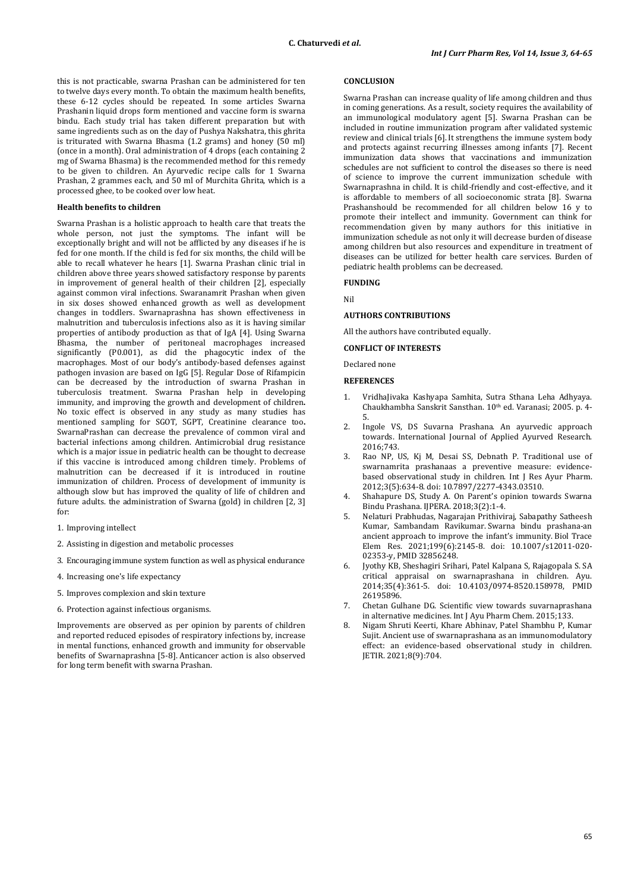this is not practicable, swarna Prashan can be administered for ten to twelve days every month. To obtain the maximum health benefits, these 6-12 cycles should be repeated. In some articles Swarna Prashanin liquid drops form mentioned and vaccine form is swarna bindu. Each study trial has taken different preparation but with same ingredients such as on the day of Pushya Nakshatra, this ghrita is triturated with Swarna Bhasma (1.2 grams) and honey (50 ml) (once in a month). Oral administration of 4 drops (each containing 2 mg of Swarna Bhasma) is the recommended method for this remedy to be given to children. An Ayurvedic recipe calls for 1 Swarna Prashan, 2 grammes each, and 50 ml of Murchita Ghrita, which is a processed ghee, to be cooked over low heat.

### Health benefits to children

Swarna Prashan is a holistic approach to health care that treats the whole person, not just the symptoms. The infant will be exceptionally bright and will not be afflicted by any diseases if he is fed for one month. If the child is fed for six months, the child will be able to recall whatever he hears [1]. Swarna Prashan clinic trial in children above three years showed satisfactory response by parents in improvement of general health of their children [2], especially against common viral infections. Swaranamrit Prashan when given in six doses showed enhanced growth as well as development changes in toddlers. Swarnaprashna has shown effectiveness in malnutrition and tuberculosis infections also as it is having similar properties of antibody production as that of IgA [4]. Using Swarna Bhasma, the number of peritoneal macrophages increased significantly (P0.001), as did the phagocytic index of the macrophages. Most of our body's antibody-based defenses against pathogen invasion are based on IgG [5]. Regular Dose of Rifampicin can be decreased by the introduction of swarna Prashan in tuberculosis treatment. Swarna Prashan help in developing immunity, and improving the growth and development of children**.** No toxic effect is observed in any study as many studies has mentioned sampling for SGOT, SGPT, Creatinine clearance too**.** SwarnaPrashan can decrease the prevalence of common viral and bacterial infections among children. Antimicrobial drug resistance which is a major issue in pediatric health can be thought to decrease if this vaccine is introduced among children timely. Problems of malnutrition can be decreased if it is introduced in routine immunization of children. Process of development of immunity is although slow but has improved the quality of life of children and future adults. the administration of Swarna (gold) in children [2, 3] for:

1. Improving intellect
2. Assisting in digestion and metabolic processes
3. Encouraging immune system function as well as physical endurance
4. Increasing one's life expectancy
5. Improves complexion and skin texture
6. Protection against infectious organisms.

Improvements are observed as per opinion by parents of children and reported reduced episodes of respiratory infections by, increase in mental functions, enhanced growth and immunity for observable benefits of Swarnaprashna [5-8]. Anticancer action is also observed for long term benefit with swarna Prashan.

## CONCLUSION

Swarna Prashan can increase quality of life among children and thus in coming generations. As a result, society requires the availability of an immunological modulatory agent [5]. Swarna Prashan can be included in routine immunization program after validated systemic review and clinical trials [6]. It strengthens the immune system body and protects against recurring illnesses among infants [7]. Recent immunization data shows that vaccinations and immunization schedules are not sufficient to control the diseases so there is need of science to improve the current immunization schedule with Swarnaprashna in child. It is child-friendly and cost-effective, and it is affordable to members of all socioeconomic strata [8]. Swarna Prashanshould be recommended for all children below 16 y to promote their intellect and immunity. Government can think for recommendation given by many authors for this initiative in immunization schedule as not only it will decrease burden of disease among children but also resources and expenditure in treatment of diseases can be utilized for better health care services. Burden of pediatric health problems can be decreased.

## FUNDING

Nil

## AUTHORS CONTRIBUTIONS

All the authors have contributed equally.

## CONFLICT OF INTERESTS

Declared none

## REFERENCES

1. VridhaJivaka Kashyapa Samhita, Sutra Sthana Leha Adhyaya. Chaukhambha Sanskrit Sansthan. 10th ed. Varanasi; 2005. p. 4-5.
2. Ingole VS, DS Suvarna Prashana. An ayurvedic approach towards. International Journal of Applied Ayurved Research. 2016;743.
3. Rao NP, US, Kj M, Desai SS, Debnath P. Traditional use of swarnamrita prashanaas a preventive measure: evidence-based observational study in children. Int J Res Ayur Pharm. 2012;3(5):634-8. doi: 10.7897/2277-4343.03510.
4. Shahapure DS, Study A. On Parent's opinion towards Swarna Bindu Prashana. IJPERA. 2018;3(2):1-4.
5. Nelaturi Prabhudas, Nagarajan Prithiviraj, Sabapathy Satheesh Kumar, Sambandam Ravikumar. Swarna bindu prashana-an ancient approach to improve the infant's immunity. Biol Trace Elem Res. 2021;199(6):2145-8. doi: 10.1007/s12011-020-02353-y, PMID 32856248.
6. Jyothy KB, Sheshagiri Srihari, Patel Kalpana S, Rajagopala S. SA critical appraisal on swarnaprashana in children. Ayu. 2014;35(4):361-5. doi: 10.4103/0974-8520.158978, PMID 26195896.
7. Chetan Gulhane DG. Scientific view towards suvarnaprashana in alternative medicines. Int J Ayu Pharm Chem. 2015;133.
8. Nigam Shruti Keerti, Khare Abhinav, Patel Shambhu P, Kumar Sujit. Ancient use of swarnaprashana as an immunomodulatory effect: an evidence-based observational study in children. JETIR. 2021;8(9):704.